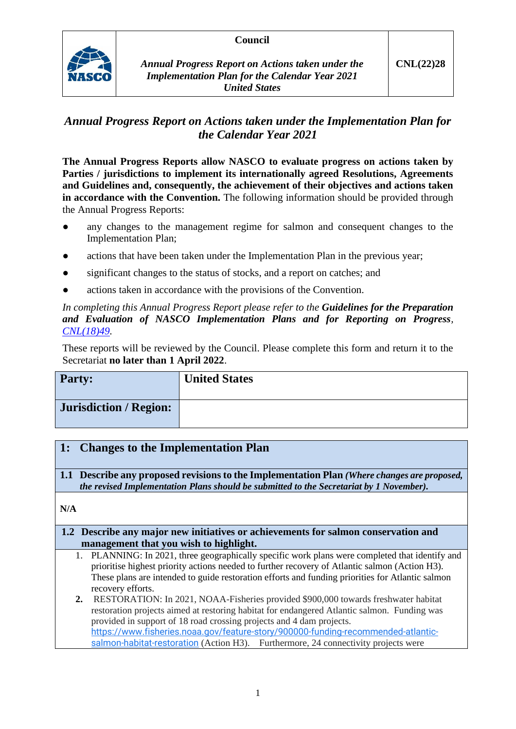| | Council | |
|---|---|---|
| NASCO | *Annual Progress Report on Actions taken under the Implementation Plan for the Calendar Year 2021* *United States* | **CNL(22)28** |

# *Annual Progress Report on Actions taken under the Implementation Plan for the Calendar Year 2021*

**The Annual Progress Reports allow NASCO to evaluate progress on actions taken by Parties / jurisdictions to implement its internationally agreed Resolutions, Agreements and Guidelines and, consequently, the achievement of their objectives and actions taken in accordance with the Convention.** The following information should be provided through the Annual Progress Reports:

- any changes to the management regime for salmon and consequent changes to the Implementation Plan;
- actions that have been taken under the Implementation Plan in the previous year;
- significant changes to the status of stocks, and a report on catches; and
- actions taken in accordance with the provisions of the Convention.

*In completing this Annual Progress Report please refer to the* ***Guidelines for the Preparation and Evaluation of NASCO Implementation Plans and for Reporting on Progress****, [CNL(18)49](CNL(18)49).*

These reports will be reviewed by the Council. Please complete this form and return it to the Secretariat **no later than 1 April 2022**.

| **Party:** | **United States** |
|---|---|
| **Jurisdiction / Region:** | |

## 1: Changes to the Implementation Plan

**1.1 Describe any proposed revisions to the Implementation Plan** ***(Where changes are proposed, the revised Implementation Plans should be submitted to the Secretariat by 1 November).***

**N/A**

**1.2 Describe any major new initiatives or achievements for salmon conservation and management that you wish to highlight.**

1. PLANNING: In 2021, three geographically specific work plans were completed that identify and prioritise highest priority actions needed to further recovery of Atlantic salmon (Action H3). These plans are intended to guide restoration efforts and funding priorities for Atlantic salmon recovery efforts.
2. RESTORATION: In 2021, NOAA-Fisheries provided $900,000 towards freshwater habitat restoration projects aimed at restoring habitat for endangered Atlantic salmon. Funding was provided in support of 18 road crossing projects and 4 dam projects. https://www.fisheries.noaa.gov/feature-story/900000-funding-recommended-atlantic-salmon-habitat-restoration (Action H3). Furthermore, 24 connectivity projects were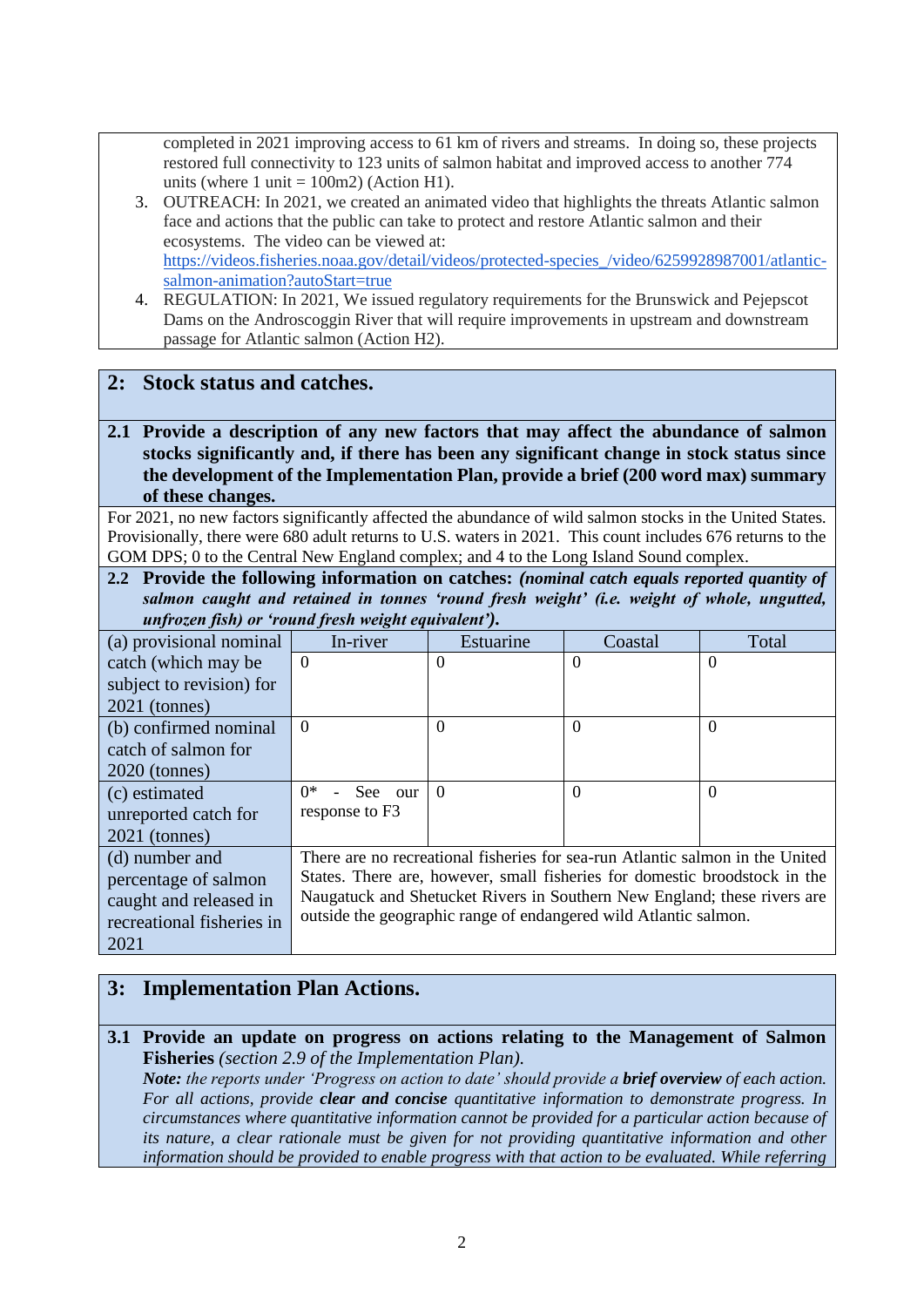completed in 2021 improving access to 61 km of rivers and streams. In doing so, these projects restored full connectivity to 123 units of salmon habitat and improved access to another 774 units (where 1 unit = 100m2) (Action H1).

3. OUTREACH: In 2021, we created an animated video that highlights the threats Atlantic salmon face and actions that the public can take to protect and restore Atlantic salmon and their ecosystems. The video can be viewed at: [https://videos.fisheries.noaa.gov/detail/videos/protected-species_/video/6259928987001/atlantic-salmon-animation?autoStart=true](https://videos.fisheries.noaa.gov/detail/videos/protected-species_/video/6259928987001/atlantic-salmon-animation?autoStart=true)
4. REGULATION: In 2021, We issued regulatory requirements for the Brunswick and Pejepscot Dams on the Androscoggin River that will require improvements in upstream and downstream passage for Atlantic salmon (Action H2).

## 2: Stock status and catches.

**2.1 Provide a description of any new factors that may affect the abundance of salmon stocks significantly and, if there has been any significant change in stock status since the development of the Implementation Plan, provide a brief (200 word max) summary of these changes.**

For 2021, no new factors significantly affected the abundance of wild salmon stocks in the United States. Provisionally, there were 680 adult returns to U.S. waters in 2021. This count includes 676 returns to the GOM DPS; 0 to the Central New England complex; and 4 to the Long Island Sound complex.

**2.2 Provide the following information on catches:** ***(nominal catch equals reported quantity of salmon caught and retained in tonnes 'round fresh weight' (i.e. weight of whole, ungutted, unfrozen fish) or 'round fresh weight equivalent').***

| | In-river | Estuarine | Coastal | Total |
|---|---|---|---|---|
| (a) provisional nominal catch (which may be subject to revision) for 2021 (tonnes) | 0 | 0 | 0 | 0 |
| (b) confirmed nominal catch of salmon for 2020 (tonnes) | 0 | 0 | 0 | 0 |
| (c) estimated unreported catch for 2021 (tonnes) | 0* - See our response to F3 | 0 | 0 | 0 |
| (d) number and percentage of salmon caught and released in recreational fisheries in 2021 | There are no recreational fisheries for sea-run Atlantic salmon in the United States. There are, however, small fisheries for domestic broodstock in the Naugatuck and Shetucket Rivers in Southern New England; these rivers are outside the geographic range of endangered wild Atlantic salmon. | | | |

## 3: Implementation Plan Actions.

**3.1 Provide an update on progress on actions relating to the Management of Salmon Fisheries** *(section 2.9 of the Implementation Plan).*
***Note:*** *the reports under 'Progress on action to date' should provide a* ***brief overview*** *of each action. For all actions, provide* ***clear and concise*** *quantitative information to demonstrate progress. In circumstances where quantitative information cannot be provided for a particular action because of its nature, a clear rationale must be given for not providing quantitative information and other information should be provided to enable progress with that action to be evaluated. While referring*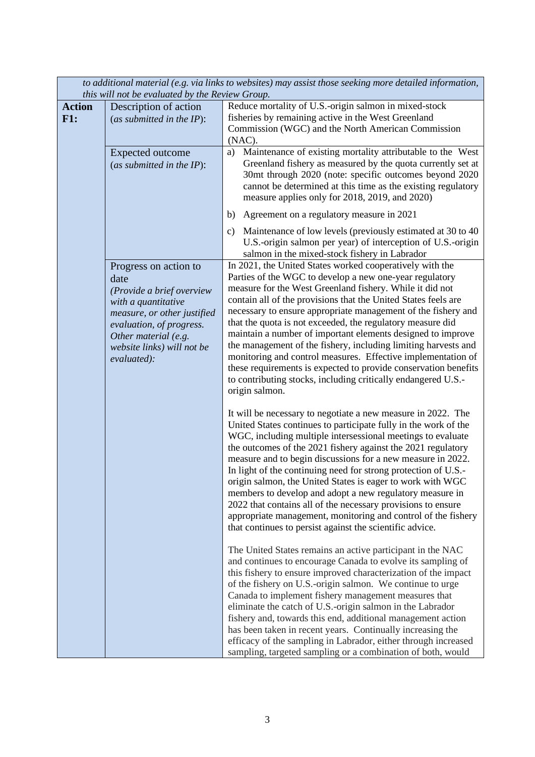*to additional material (e.g. via links to websites) may assist those seeking more detailed information, this will not be evaluated by the Review Group.*

| | | |
|---|---|---|
| **Action F1:** | Description of action (*as submitted in the IP*): | Reduce mortality of U.S.-origin salmon in mixed-stock fisheries by remaining active in the West Greenland Commission (WGC) and the North American Commission (NAC). |
| | Expected outcome (*as submitted in the IP*): | a) Maintenance of existing mortality attributable to the West Greenland fishery as measured by the quota currently set at 30mt through 2020 (note: specific outcomes beyond 2020 cannot be determined at this time as the existing regulatory measure applies only for 2018, 2019, and 2020)<br><br>b) Agreement on a regulatory measure in 2021<br><br>c) Maintenance of low levels (previously estimated at 30 to 40 U.S.-origin salmon per year) of interception of U.S.-origin salmon in the mixed-stock fishery in Labrador |
| | Progress on action to date<br>*(Provide a brief overview with a quantitative measure, or other justified evaluation, of progress. Other material (e.g. website links) will not be evaluated):* | In 2021, the United States worked cooperatively with the Parties of the WGC to develop a new one-year regulatory measure for the West Greenland fishery. While it did not contain all of the provisions that the United States feels are necessary to ensure appropriate management of the fishery and that the quota is not exceeded, the regulatory measure did maintain a number of important elements designed to improve the management of the fishery, including limiting harvests and monitoring and control measures. Effective implementation of these requirements is expected to provide conservation benefits to contributing stocks, including critically endangered U.S.-origin salmon.<br><br>It will be necessary to negotiate a new measure in 2022. The United States continues to participate fully in the work of the WGC, including multiple intersessional meetings to evaluate the outcomes of the 2021 fishery against the 2021 regulatory measure and to begin discussions for a new measure in 2022. In light of the continuing need for strong protection of U.S.-origin salmon, the United States is eager to work with WGC members to develop and adopt a new regulatory measure in 2022 that contains all of the necessary provisions to ensure appropriate management, monitoring and control of the fishery that continues to persist against the scientific advice.<br><br>The United States remains an active participant in the NAC and continues to encourage Canada to evolve its sampling of this fishery to ensure improved characterization of the impact of the fishery on U.S.-origin salmon. We continue to urge Canada to implement fishery management measures that eliminate the catch of U.S.-origin salmon in the Labrador fishery and, towards this end, additional management action has been taken in recent years. Continually increasing the efficacy of the sampling in Labrador, either through increased sampling, targeted sampling or a combination of both, would |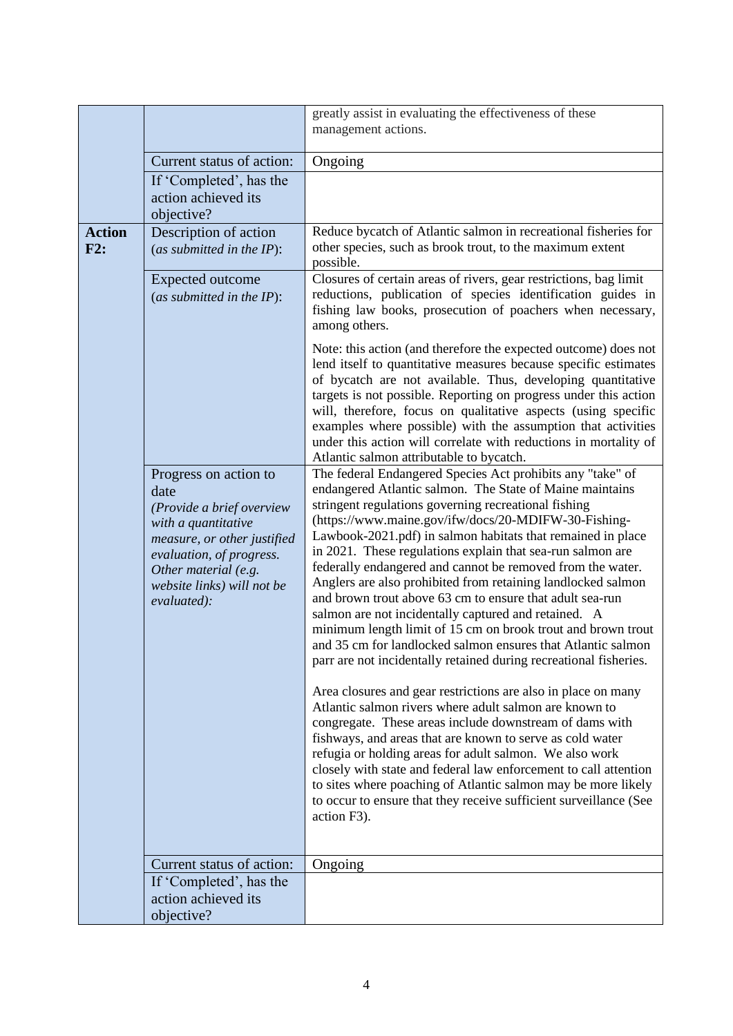| | | |
|---|---|---|
| | | greatly assist in evaluating the effectiveness of these management actions. |
| | Current status of action: | Ongoing |
| | If 'Completed', has the action achieved its objective? | |
| **Action F2:** | Description of action (*as submitted in the IP*): | Reduce bycatch of Atlantic salmon in recreational fisheries for other species, such as brook trout, to the maximum extent possible. |
| | Expected outcome (*as submitted in the IP*): | Closures of certain areas of rivers, gear restrictions, bag limit reductions, publication of species identification guides in fishing law books, prosecution of poachers when necessary, among others.<br><br>Note: this action (and therefore the expected outcome) does not lend itself to quantitative measures because specific estimates of bycatch are not available. Thus, developing quantitative targets is not possible. Reporting on progress under this action will, therefore, focus on qualitative aspects (using specific examples where possible) with the assumption that activities under this action will correlate with reductions in mortality of Atlantic salmon attributable to bycatch. |
| | Progress on action to date (*Provide a brief overview with a quantitative measure, or other justified evaluation, of progress. Other material (e.g. website links) will not be evaluated)*: | The federal Endangered Species Act prohibits any "take" of endangered Atlantic salmon. The State of Maine maintains stringent regulations governing recreational fishing (https://www.maine.gov/ifw/docs/20-MDIFW-30-Fishing-Lawbook-2021.pdf) in salmon habitats that remained in place in 2021. These regulations explain that sea-run salmon are federally endangered and cannot be removed from the water. Anglers are also prohibited from retaining landlocked salmon and brown trout above 63 cm to ensure that adult sea-run salmon are not incidentally captured and retained. A minimum length limit of 15 cm on brook trout and brown trout and 35 cm for landlocked salmon ensures that Atlantic salmon parr are not incidentally retained during recreational fisheries.<br><br>Area closures and gear restrictions are also in place on many Atlantic salmon rivers where adult salmon are known to congregate. These areas include downstream of dams with fishways, and areas that are known to serve as cold water refugia or holding areas for adult salmon. We also work closely with state and federal law enforcement to call attention to sites where poaching of Atlantic salmon may be more likely to occur to ensure that they receive sufficient surveillance (See action F3). |
| | Current status of action: | Ongoing |
| | If 'Completed', has the action achieved its objective? | |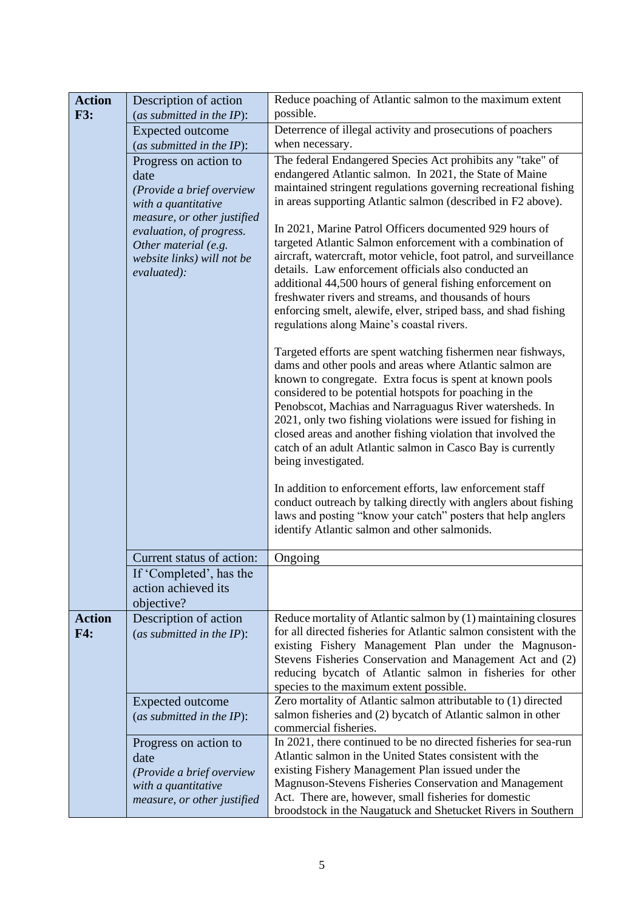| | | |
|---|---|---|
| **Action F3:** | Description of action (*as submitted in the IP*): | Reduce poaching of Atlantic salmon to the maximum extent possible. |
| | Expected outcome (*as submitted in the IP*): | Deterrence of illegal activity and prosecutions of poachers when necessary. |
| | Progress on action to date *(Provide a brief overview with a quantitative measure, or other justified evaluation, of progress. Other material (e.g. website links) will not be evaluated):* | The federal Endangered Species Act prohibits any "take" of endangered Atlantic salmon. In 2021, the State of Maine maintained stringent regulations governing recreational fishing in areas supporting Atlantic salmon (described in F2 above).<br><br>In 2021, Marine Patrol Officers documented 929 hours of targeted Atlantic Salmon enforcement with a combination of aircraft, watercraft, motor vehicle, foot patrol, and surveillance details. Law enforcement officials also conducted an additional 44,500 hours of general fishing enforcement on freshwater rivers and streams, and thousands of hours enforcing smelt, alewife, elver, striped bass, and shad fishing regulations along Maine's coastal rivers.<br><br>Targeted efforts are spent watching fishermen near fishways, dams and other pools and areas where Atlantic salmon are known to congregate. Extra focus is spent at known pools considered to be potential hotspots for poaching in the Penobscot, Machias and Narraguagus River watersheds. In 2021, only two fishing violations were issued for fishing in closed areas and another fishing violation that involved the catch of an adult Atlantic salmon in Casco Bay is currently being investigated.<br><br>In addition to enforcement efforts, law enforcement staff conduct outreach by talking directly with anglers about fishing laws and posting "know your catch" posters that help anglers identify Atlantic salmon and other salmonids. |
| | Current status of action: | Ongoing |
| | If 'Completed', has the action achieved its objective? | |
| **Action F4:** | Description of action (*as submitted in the IP*): | Reduce mortality of Atlantic salmon by (1) maintaining closures for all directed fisheries for Atlantic salmon consistent with the existing Fishery Management Plan under the Magnuson-Stevens Fisheries Conservation and Management Act and (2) reducing bycatch of Atlantic salmon in fisheries for other species to the maximum extent possible. |
| | Expected outcome (*as submitted in the IP*): | Zero mortality of Atlantic salmon attributable to (1) directed salmon fisheries and (2) bycatch of Atlantic salmon in other commercial fisheries. |
| | Progress on action to date *(Provide a brief overview with a quantitative measure, or other justified* | In 2021, there continued to be no directed fisheries for sea-run Atlantic salmon in the United States consistent with the existing Fishery Management Plan issued under the Magnuson-Stevens Fisheries Conservation and Management Act. There are, however, small fisheries for domestic broodstock in the Naugatuck and Shetucket Rivers in Southern |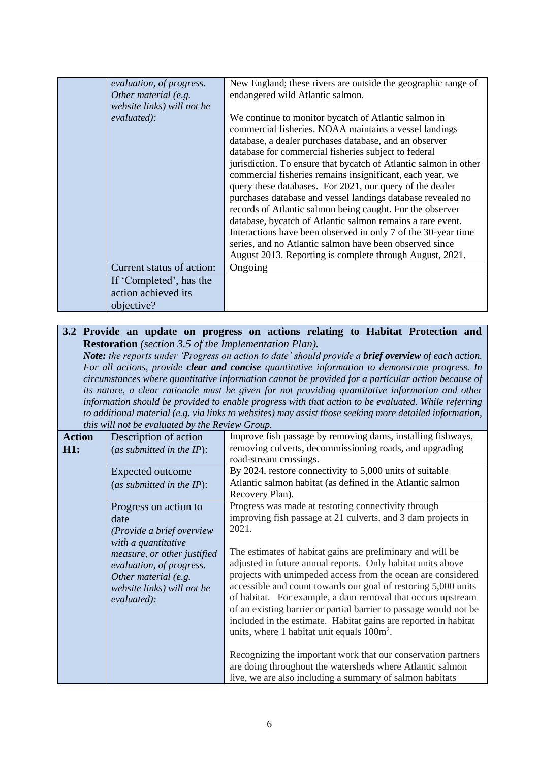| | | |
|---|---|---|
| | *evaluation, of progress. Other material (e.g. website links) will not be evaluated):* | New England; these rivers are outside the geographic range of endangered wild Atlantic salmon.<br><br>We continue to monitor bycatch of Atlantic salmon in commercial fisheries. NOAA maintains a vessel landings database, a dealer purchases database, and an observer database for commercial fisheries subject to federal jurisdiction. To ensure that bycatch of Atlantic salmon in other commercial fisheries remains insignificant, each year, we query these databases. For 2021, our query of the dealer purchases database and vessel landings database revealed no records of Atlantic salmon being caught. For the observer database, bycatch of Atlantic salmon remains a rare event. Interactions have been observed in only 7 of the 30-year time series, and no Atlantic salmon have been observed since August 2013. Reporting is complete through August, 2021. |
| | Current status of action: | Ongoing |
| | If 'Completed', has the action achieved its objective? | |

**3.2 Provide an update on progress on actions relating to Habitat Protection and Restoration** *(section 3.5 of the Implementation Plan).*

***Note:*** *the reports under 'Progress on action to date' should provide a* ***brief overview*** *of each action. For all actions, provide* ***clear and concise*** *quantitative information to demonstrate progress. In circumstances where quantitative information cannot be provided for a particular action because of its nature, a clear rationale must be given for not providing quantitative information and other information should be provided to enable progress with that action to be evaluated. While referring to additional material (e.g. via links to websites) may assist those seeking more detailed information, this will not be evaluated by the Review Group.*

| | | |
|---|---|---|
| **Action H1:** | Description of action (*as submitted in the IP*): | Improve fish passage by removing dams, installing fishways, removing culverts, decommissioning roads, and upgrading road-stream crossings. |
| | Expected outcome (*as submitted in the IP*): | By 2024, restore connectivity to 5,000 units of suitable Atlantic salmon habitat (as defined in the Atlantic salmon Recovery Plan). |
| | Progress on action to date *(Provide a brief overview with a quantitative measure, or other justified evaluation, of progress. Other material (e.g. website links) will not be evaluated):* | Progress was made at restoring connectivity through improving fish passage at 21 culverts, and 3 dam projects in 2021.<br><br>The estimates of habitat gains are preliminary and will be adjusted in future annual reports. Only habitat units above projects with unimpeded access from the ocean are considered accessible and count towards our goal of restoring 5,000 units of habitat. For example, a dam removal that occurs upstream of an existing barrier or partial barrier to passage would not be included in the estimate. Habitat gains are reported in habitat units, where 1 habitat unit equals $100m^2$.<br><br>Recognizing the important work that our conservation partners are doing throughout the watersheds where Atlantic salmon live, we are also including a summary of salmon habitats |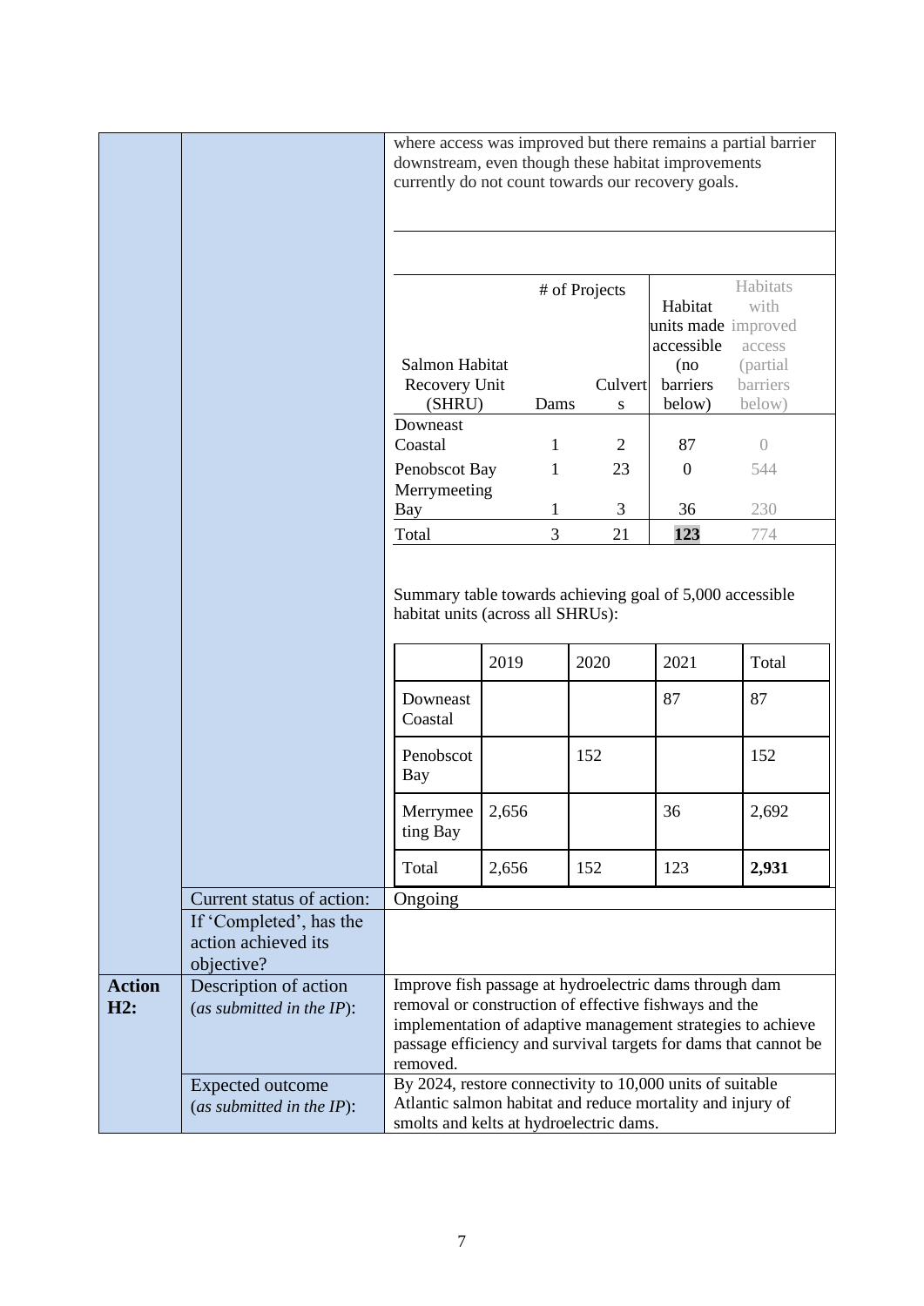| | | |
|---|---|---|
| | | where access was improved but there remains a partial barrier downstream, even though these habitat improvements currently do not count towards our recovery goals. |

| Salmon Habitat Recovery Unit (SHRU) | # of Projects Dams | Culverts | Habitat units made accessible (no barriers below) | Habitats with improved access (partial barriers below) |
|---|---|---|---|---|
| Downeast Coastal | 1 | 2 | 87 | 0 |
| Penobscot Bay | 1 | 23 | 0 | 544 |
| Merrymeeting Bay | 1 | 3 | 36 | 230 |
| Total | 3 | 21 | **123** | 774 |

Summary table towards achieving goal of 5,000 accessible habitat units (across all SHRUs):

| | 2019 | 2020 | 2021 | Total |
|---|---|---|---|---|
| Downeast Coastal | | | 87 | 87 |
| Penobscot Bay | | 152 | | 152 |
| Merrymeeting Bay | 2,656 | | 36 | 2,692 |
| Total | 2,656 | 152 | 123 | **2,931** |

| | | |
|---|---|---|
| | Current status of action: | Ongoing |
| | If 'Completed', has the action achieved its objective? | |
| **Action H2:** | Description of action (*as submitted in the IP*): | Improve fish passage at hydroelectric dams through dam removal or construction of effective fishways and the implementation of adaptive management strategies to achieve passage efficiency and survival targets for dams that cannot be removed. |
| | Expected outcome (*as submitted in the IP*): | By 2024, restore connectivity to 10,000 units of suitable Atlantic salmon habitat and reduce mortality and injury of smolts and kelts at hydroelectric dams. |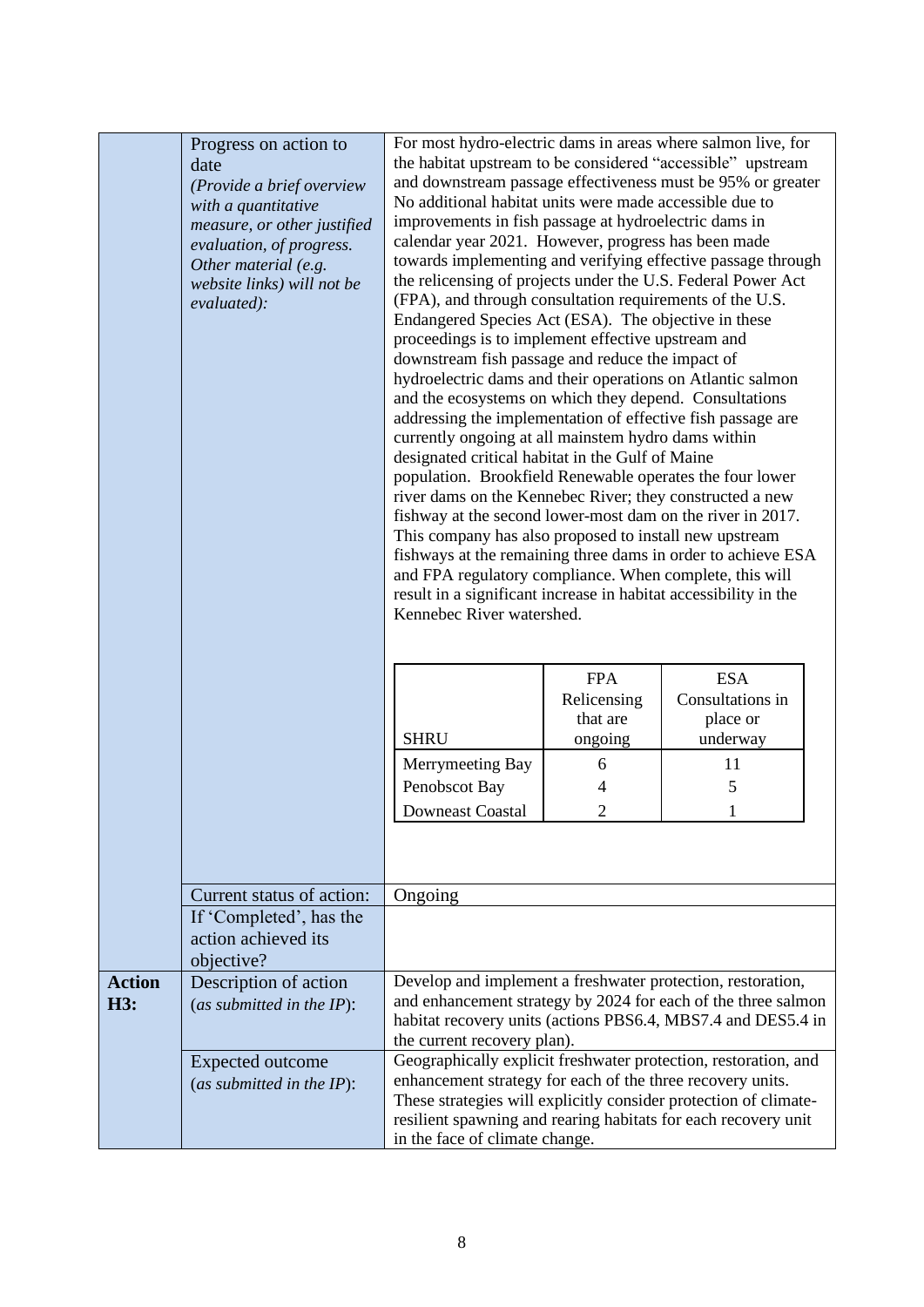| | | |
|---|---|---|
| | Progress on action to date<br>*(Provide a brief overview with a quantitative measure, or other justified evaluation, of progress. Other material (e.g. website links) will not be evaluated):* | For most hydro-electric dams in areas where salmon live, for the habitat upstream to be considered "accessible" upstream and downstream passage effectiveness must be 95% or greater No additional habitat units were made accessible due to improvements in fish passage at hydroelectric dams in calendar year 2021. However, progress has been made towards implementing and verifying effective passage through the relicensing of projects under the U.S. Federal Power Act (FPA), and through consultation requirements of the U.S. Endangered Species Act (ESA). The objective in these proceedings is to implement effective upstream and downstream fish passage and reduce the impact of hydroelectric dams and their operations on Atlantic salmon and the ecosystems on which they depend. Consultations addressing the implementation of effective fish passage are currently ongoing at all mainstem hydro dams within designated critical habitat in the Gulf of Maine population. Brookfield Renewable operates the four lower river dams on the Kennebec River; they constructed a new fishway at the second lower-most dam on the river in 2017. This company has also proposed to install new upstream fishways at the remaining three dams in order to achieve ESA and FPA regulatory compliance. When complete, this will result in a significant increase in habitat accessibility in the Kennebec River watershed. |
| | Current status of action: | Ongoing |
| | If 'Completed', has the action achieved its objective? | |
| **Action H3:** | Description of action (*as submitted in the IP*): | Develop and implement a freshwater protection, restoration, and enhancement strategy by 2024 for each of the three salmon habitat recovery units (actions PBS6.4, MBS7.4 and DES5.4 in the current recovery plan). |
| | Expected outcome (*as submitted in the IP*): | Geographically explicit freshwater protection, restoration, and enhancement strategy for each of the three recovery units. These strategies will explicitly consider protection of climate-resilient spawning and rearing habitats for each recovery unit in the face of climate change. |

| SHRU | FPA Relicensing that are ongoing | ESA Consultations in place or underway |
|---|---|---|
| Merrymeeting Bay | 6 | 11 |
| Penobscot Bay | 4 | 5 |
| Downeast Coastal | 2 | 1 |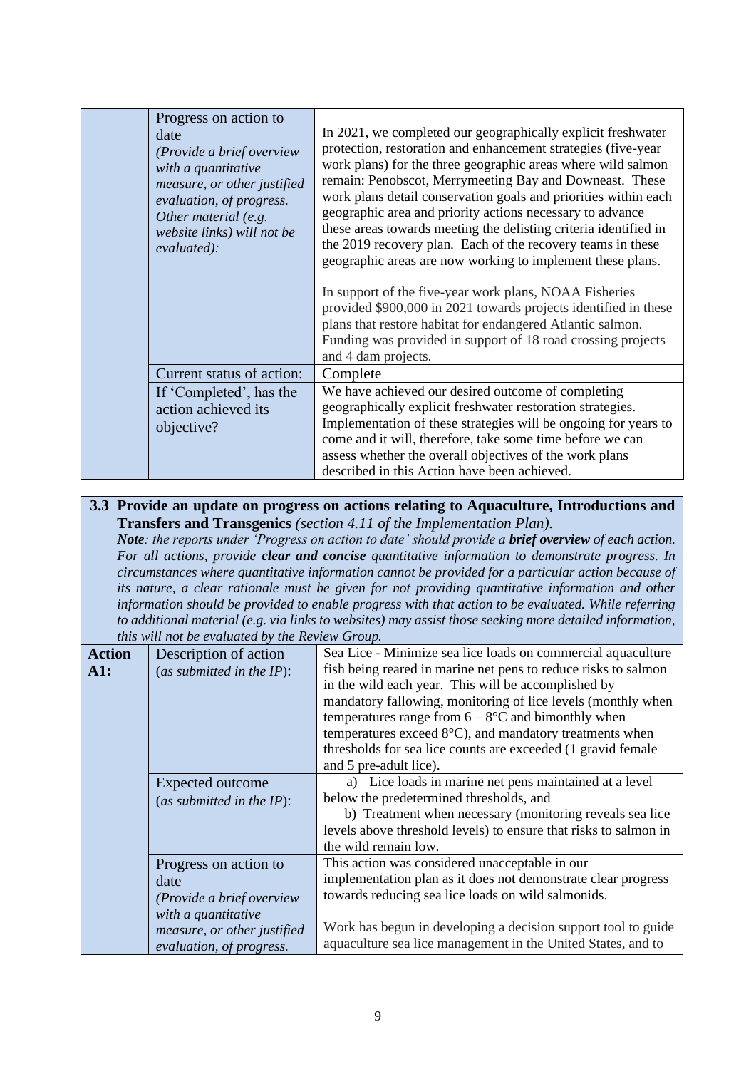| | | |
|---|---|---|
| | Progress on action to date *(Provide a brief overview with a quantitative measure, or other justified evaluation, of progress. Other material (e.g. website links) will not be evaluated):* | In 2021, we completed our geographically explicit freshwater protection, restoration and enhancement strategies (five-year work plans) for the three geographic areas where wild salmon remain: Penobscot, Merrymeeting Bay and Downeast. These work plans detail conservation goals and priorities within each geographic area and priority actions necessary to advance these areas towards meeting the delisting criteria identified in the 2019 recovery plan. Each of the recovery teams in these geographic areas are now working to implement these plans.<br><br>In support of the five-year work plans, NOAA Fisheries provided $900,000 in 2021 towards projects identified in these plans that restore habitat for endangered Atlantic salmon. Funding was provided in support of 18 road crossing projects and 4 dam projects. |
| | Current status of action: | Complete |
| | If 'Completed', has the action achieved its objective? | We have achieved our desired outcome of completing geographically explicit freshwater restoration strategies. Implementation of these strategies will be ongoing for years to come and it will, therefore, take some time before we can assess whether the overall objectives of the work plans described in this Action have been achieved. |

**3.3 Provide an update on progress on actions relating to Aquaculture, Introductions and Transfers and Transgenics** *(section 4.11 of the Implementation Plan).*

***Note**: the reports under 'Progress on action to date' should provide a **brief overview** of each action. For all actions, provide **clear and concise** quantitative information to demonstrate progress. In circumstances where quantitative information cannot be provided for a particular action because of its nature, a clear rationale must be given for not providing quantitative information and other information should be provided to enable progress with that action to be evaluated. While referring to additional material (e.g. via links to websites) may assist those seeking more detailed information, this will not be evaluated by the Review Group.*

| | | |
|---|---|---|
| **Action A1:** | Description of action (*as submitted in the IP*): | Sea Lice - Minimize sea lice loads on commercial aquaculture fish being reared in marine net pens to reduce risks to salmon in the wild each year. This will be accomplished by mandatory fallowing, monitoring of lice levels (monthly when temperatures range from 6 – 8°C and bimonthly when temperatures exceed 8°C), and mandatory treatments when thresholds for sea lice counts are exceeded (1 gravid female and 5 pre-adult lice). |
| | Expected outcome (*as submitted in the IP*): | a) Lice loads in marine net pens maintained at a level below the predetermined thresholds, and<br>b) Treatment when necessary (monitoring reveals sea lice levels above threshold levels) to ensure that risks to salmon in the wild remain low. |
| | Progress on action to date *(Provide a brief overview with a quantitative measure, or other justified evaluation, of progress.* | This action was considered unacceptable in our implementation plan as it does not demonstrate clear progress towards reducing sea lice loads on wild salmonids.<br><br>Work has begun in developing a decision support tool to guide aquaculture sea lice management in the United States, and to |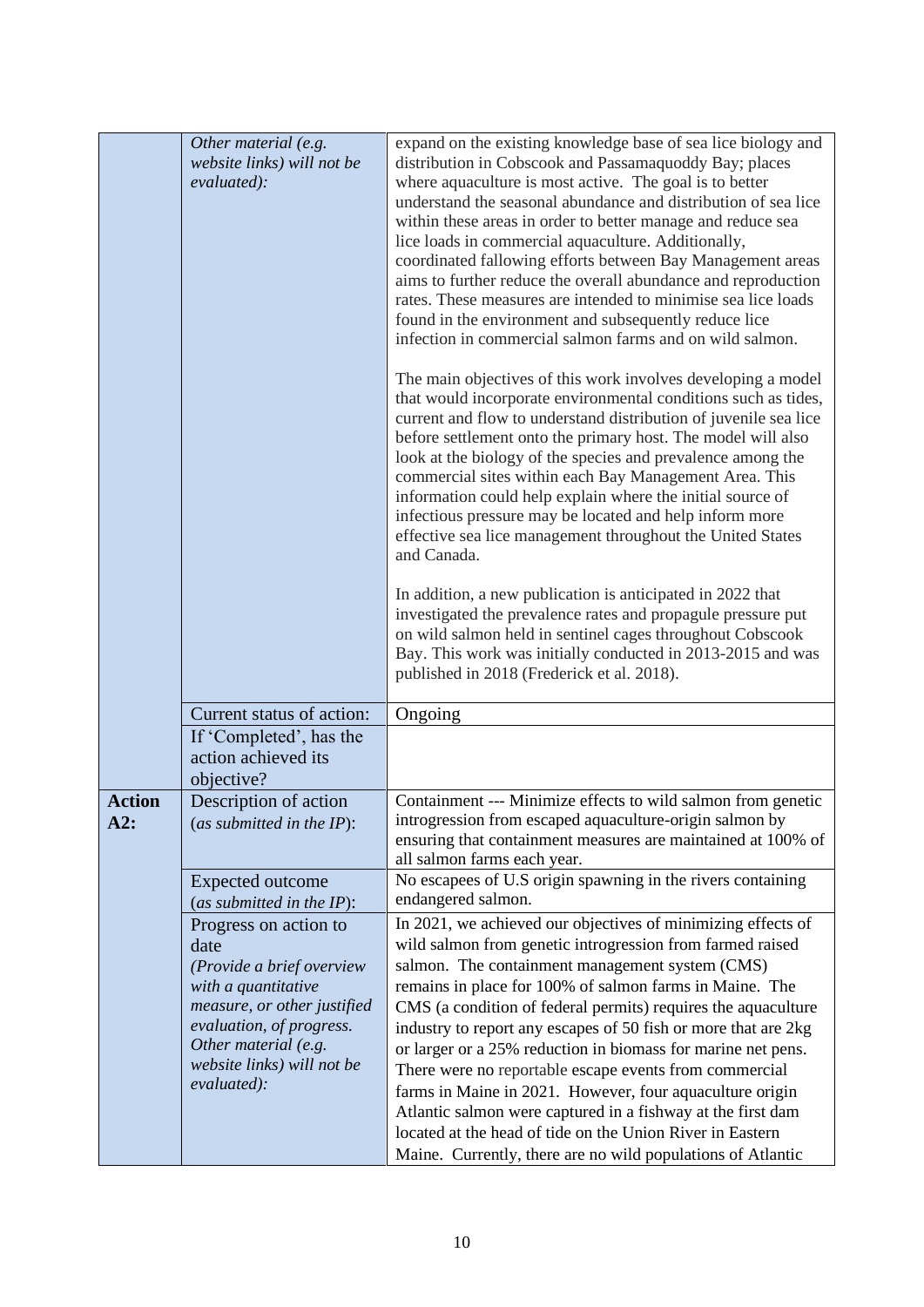| | | |
|---|---|---|
| | *Other material (e.g. website links) will not be evaluated):* | expand on the existing knowledge base of sea lice biology and distribution in Cobscook and Passamaquoddy Bay; places where aquaculture is most active. The goal is to better understand the seasonal abundance and distribution of sea lice within these areas in order to better manage and reduce sea lice loads in commercial aquaculture. Additionally, coordinated fallowing efforts between Bay Management areas aims to further reduce the overall abundance and reproduction rates. These measures are intended to minimise sea lice loads found in the environment and subsequently reduce lice infection in commercial salmon farms and on wild salmon.<br><br>The main objectives of this work involves developing a model that would incorporate environmental conditions such as tides, current and flow to understand distribution of juvenile sea lice before settlement onto the primary host. The model will also look at the biology of the species and prevalence among the commercial sites within each Bay Management Area. This information could help explain where the initial source of infectious pressure may be located and help inform more effective sea lice management throughout the United States and Canada.<br><br>In addition, a new publication is anticipated in 2022 that investigated the prevalence rates and propagule pressure put on wild salmon held in sentinel cages throughout Cobscook Bay. This work was initially conducted in 2013-2015 and was published in 2018 (Frederick et al. 2018). |
| | Current status of action: | Ongoing |
| | If 'Completed', has the action achieved its objective? | |
| **Action A2:** | Description of action (*as submitted in the IP*): | Containment --- Minimize effects to wild salmon from genetic introgression from escaped aquaculture-origin salmon by ensuring that containment measures are maintained at 100% of all salmon farms each year. |
| | Expected outcome (*as submitted in the IP*): | No escapees of U.S origin spawning in the rivers containing endangered salmon. |
| | Progress on action to date *(Provide a brief overview with a quantitative measure, or other justified evaluation, of progress. Other material (e.g. website links) will not be evaluated):* | In 2021, we achieved our objectives of minimizing effects of wild salmon from genetic introgression from farmed raised salmon. The containment management system (CMS) remains in place for 100% of salmon farms in Maine. The CMS (a condition of federal permits) requires the aquaculture industry to report any escapes of 50 fish or more that are 2kg or larger or a 25% reduction in biomass for marine net pens. There were no reportable escape events from commercial farms in Maine in 2021. However, four aquaculture origin Atlantic salmon were captured in a fishway at the first dam located at the head of tide on the Union River in Eastern Maine. Currently, there are no wild populations of Atlantic |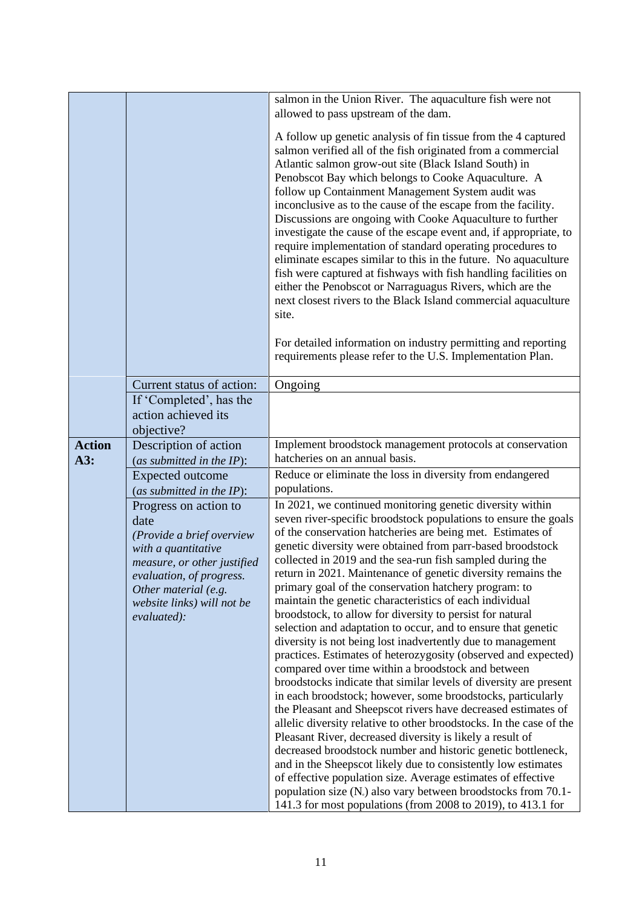| | | |
|---|---|---|
| | | salmon in the Union River. The aquaculture fish were not allowed to pass upstream of the dam.<br><br>A follow up genetic analysis of fin tissue from the 4 captured salmon verified all of the fish originated from a commercial Atlantic salmon grow-out site (Black Island South) in Penobscot Bay which belongs to Cooke Aquaculture. A follow up Containment Management System audit was inconclusive as to the cause of the escape from the facility. Discussions are ongoing with Cooke Aquaculture to further investigate the cause of the escape event and, if appropriate, to require implementation of standard operating procedures to eliminate escapes similar to this in the future. No aquaculture fish were captured at fishways with fish handling facilities on either the Penobscot or Narraguagus Rivers, which are the next closest rivers to the Black Island commercial aquaculture site.<br><br>For detailed information on industry permitting and reporting requirements please refer to the U.S. Implementation Plan. |
| | Current status of action: | Ongoing |
| | If 'Completed', has the action achieved its objective? | |
| **Action A3:** | Description of action (*as submitted in the IP*): | Implement broodstock management protocols at conservation hatcheries on an annual basis. |
| | Expected outcome (*as submitted in the IP*): | Reduce or eliminate the loss in diversity from endangered populations. |
| | Progress on action to date *(Provide a brief overview with a quantitative measure, or other justified evaluation, of progress. Other material (e.g. website links) will not be evaluated):* | In 2021, we continued monitoring genetic diversity within seven river-specific broodstock populations to ensure the goals of the conservation hatcheries are being met. Estimates of genetic diversity were obtained from parr-based broodstock collected in 2019 and the sea-run fish sampled during the return in 2021. Maintenance of genetic diversity remains the primary goal of the conservation hatchery program: to maintain the genetic characteristics of each individual broodstock, to allow for diversity to persist for natural selection and adaptation to occur, and to ensure that genetic diversity is not being lost inadvertently due to management practices. Estimates of heterozygosity (observed and expected) compared over time within a broodstock and between broodstocks indicate that similar levels of diversity are present in each broodstock; however, some broodstocks, particularly the Pleasant and Sheepscot rivers have decreased estimates of allelic diversity relative to other broodstocks. In the case of the Pleasant River, decreased diversity is likely a result of decreased broodstock number and historic genetic bottleneck, and in the Sheepscot likely due to consistently low estimates of effective population size. Average estimates of effective population size ($N_e$) also vary between broodstocks from 70.1-141.3 for most populations (from 2008 to 2019), to 413.1 for |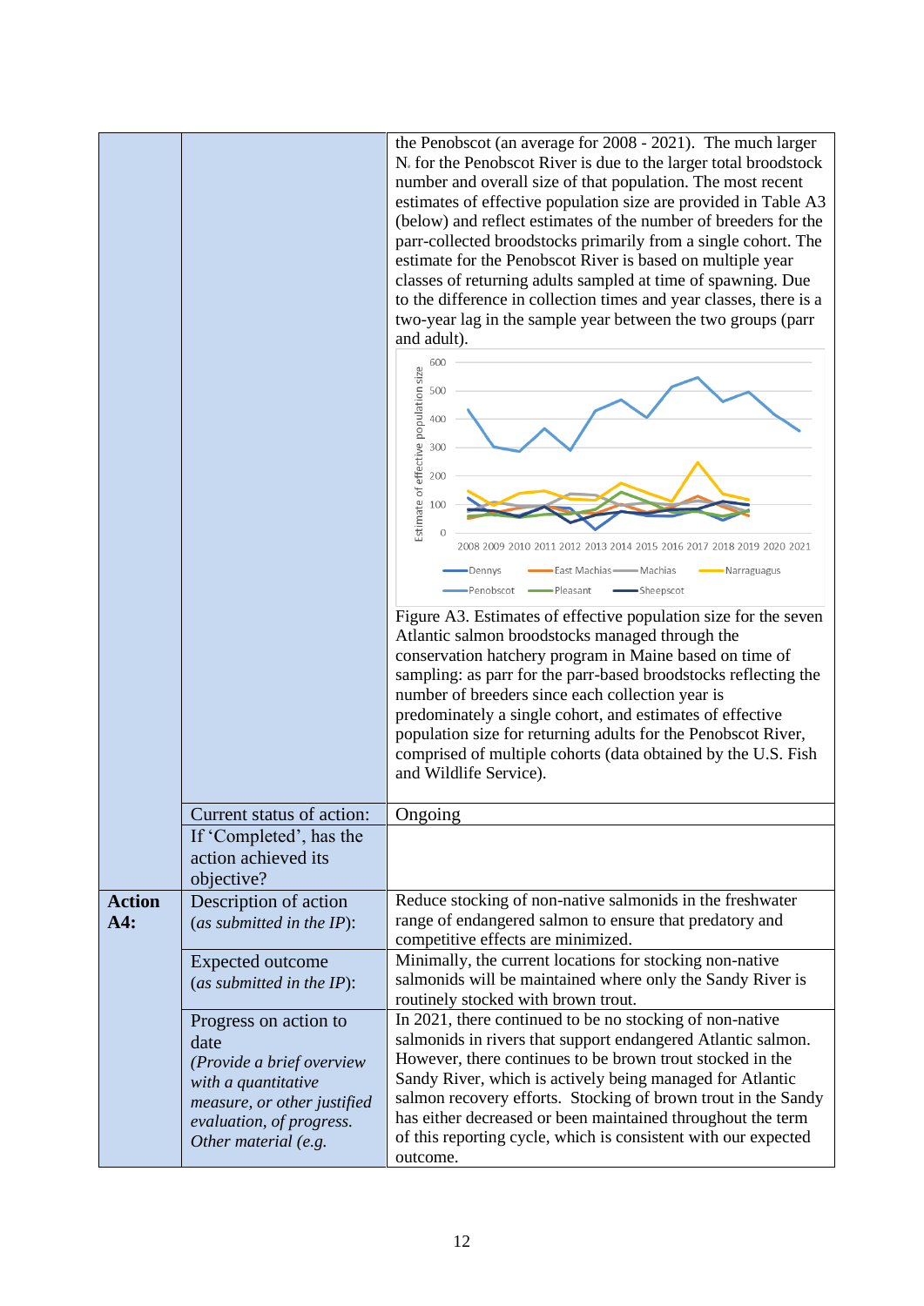| | | |
|---|---|---|
| | | the Penobscot (an average for 2008 - 2021). The much larger $N_e$ for the Penobscot River is due to the larger total broodstock number and overall size of that population. The most recent estimates of effective population size are provided in Table A3 (below) and reflect estimates of the number of breeders for the parr-collected broodstocks primarily from a single cohort. The estimate for the Penobscot River is based on multiple year classes of returning adults sampled at time of spawning. Due to the difference in collection times and year classes, there is a two-year lag in the sample year between the two groups (parr and adult). Figure A3. Estimates of effective population size for the seven Atlantic salmon broodstocks managed through the conservation hatchery program in Maine based on time of sampling: as parr for the parr-based broodstocks reflecting the number of breeders since each collection year is predominately a single cohort, and estimates of effective population size for returning adults for the Penobscot River, comprised of multiple cohorts (data obtained by the U.S. Fish and Wildlife Service). |
| | Current status of action: | Ongoing |
| | If 'Completed', has the action achieved its objective? | |
| **Action A4:** | Description of action (*as submitted in the IP*): | Reduce stocking of non-native salmonids in the freshwater range of endangered salmon to ensure that predatory and competitive effects are minimized. |
| | Expected outcome (*as submitted in the IP*): | Minimally, the current locations for stocking non-native salmonids will be maintained where only the Sandy River is routinely stocked with brown trout. |
| | Progress on action to date *(Provide a brief overview with a quantitative measure, or other justified evaluation, of progress. Other material (e.g.* | In 2021, there continued to be no stocking of non-native salmonids in rivers that support endangered Atlantic salmon. However, there continues to be brown trout stocked in the Sandy River, which is actively being managed for Atlantic salmon recovery efforts. Stocking of brown trout in the Sandy has either decreased or been maintained throughout the term of this reporting cycle, which is consistent with our expected outcome. |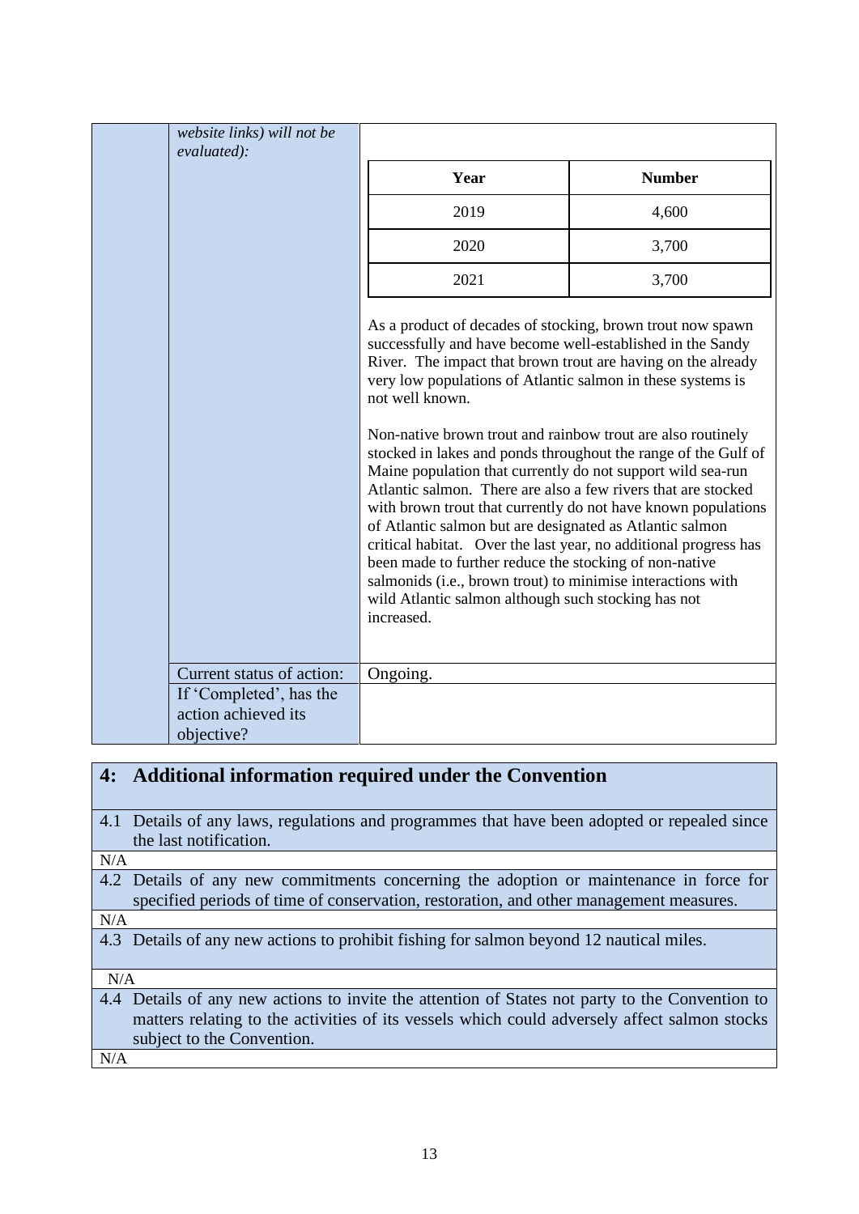| | *website links) will not be evaluated):* | (see below) |
|---|---|---|
| | Current status of action: | Ongoing. |
| | If 'Completed', has the action achieved its objective? | |

| Year | Number |
|---|---|
| 2019 | 4,600 |
| 2020 | 3,700 |
| 2021 | 3,700 |

As a product of decades of stocking, brown trout now spawn successfully and have become well-established in the Sandy River. The impact that brown trout are having on the already very low populations of Atlantic salmon in these systems is not well known.

Non-native brown trout and rainbow trout are also routinely stocked in lakes and ponds throughout the range of the Gulf of Maine population that currently do not support wild sea-run Atlantic salmon. There are also a few rivers that are stocked with brown trout that currently do not have known populations of Atlantic salmon but are designated as Atlantic salmon critical habitat. Over the last year, no additional progress has been made to further reduce the stocking of non-native salmonids (i.e., brown trout) to minimise interactions with wild Atlantic salmon although such stocking has not increased.

## 4: Additional information required under the Convention

**4.1** Details of any laws, regulations and programmes that have been adopted or repealed since the last notification.

N/A

**4.2** Details of any new commitments concerning the adoption or maintenance in force for specified periods of time of conservation, restoration, and other management measures.

N/A

**4.3** Details of any new actions to prohibit fishing for salmon beyond 12 nautical miles.

N/A

**4.4** Details of any new actions to invite the attention of States not party to the Convention to matters relating to the activities of its vessels which could adversely affect salmon stocks subject to the Convention.

N/A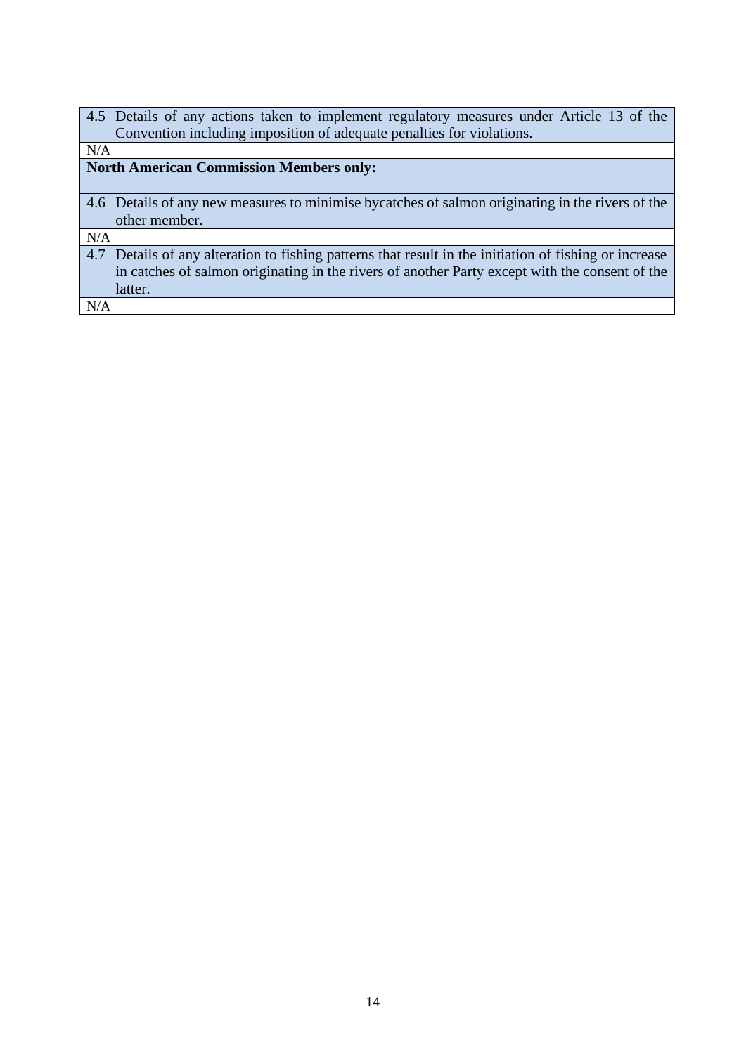| |
|---|
| 4.5 Details of any actions taken to implement regulatory measures under Article 13 of the Convention including imposition of adequate penalties for violations. |
| N/A |
| **North American Commission Members only:** |
| 4.6 Details of any new measures to minimise bycatches of salmon originating in the rivers of the other member. |
| N/A |
| 4.7 Details of any alteration to fishing patterns that result in the initiation of fishing or increase in catches of salmon originating in the rivers of another Party except with the consent of the latter. |
| N/A |